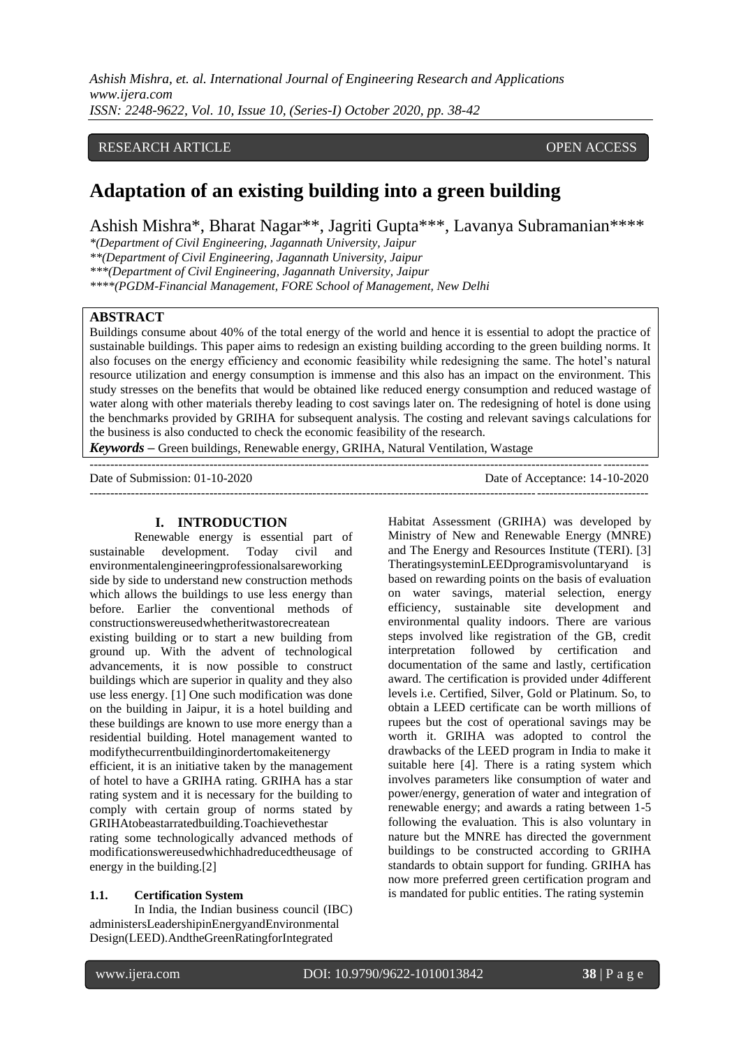RESEARCH ARTICLE OPEN ACCESS

# Adaptation of an existing building into a green building

Ashish Mishra*, Bharat Nagar**, Jagriti Gupta***, Lavanya Subramanian****

*(Department of Civil Engineering, Jagannath University, Jaipur
**(Department of Civil Engineering, Jagannath University, Jaipur
***(Department of Civil Engineering, Jagannath University, Jaipur
****(PGDM-Financial Management, FORE School of Management, New Delhi

## ABSTRACT

Buildings consume about 40% of the total energy of the world and hence it is essential to adopt the practice of sustainable buildings. This paper aims to redesign an existing building according to the green building norms. It also focuses on the energy efficiency and economic feasibility while redesigning the same. The hotel's natural resource utilization and energy consumption is immense and this also has an impact on the environment. This study stresses on the benefits that would be obtained like reduced energy consumption and reduced wastage of water along with other materials thereby leading to cost savings later on. The redesigning of hotel is done using the benchmarks provided by GRIHA for subsequent analysis. The costing and relevant savings calculations for the business is also conducted to check the economic feasibility of the research.

***Keywords*** – Green buildings, Renewable energy, GRIHA, Natural Ventilation, Wastage

Date of Submission: 01-10-2020 Date of Acceptance: 14-10-2020

## I. INTRODUCTION

Renewable energy is essential part of sustainable development. Today civil and environmentalengineeringprofessionalsareworking side by side to understand new construction methods which allows the buildings to use less energy than before. Earlier the conventional methods of constructionswereusedwhetheritwastorecreatean existing building or to start a new building from ground up. With the advent of technological advancements, it is now possible to construct buildings which are superior in quality and they also use less energy. [1] One such modification was done on the building in Jaipur, it is a hotel building and these buildings are known to use more energy than a residential building. Hotel management wanted to modifythecurrentbuildinginordertomakeitenergy efficient, it is an initiative taken by the management of hotel to have a GRIHA rating. GRIHA has a star rating system and it is necessary for the building to comply with certain group of norms stated by GRIHAtobeastarratedbuilding.Toachievethestar rating some technologically advanced methods of modificationswereusedwhichhadreducedtheusage of energy in the building.[2]

### 1.1. Certification System

In India, the Indian business council (IBC) administersLeadershipinEnergyandEnvironmental Design(LEED).AndtheGreenRatingforIntegrated Habitat Assessment (GRIHA) was developed by Ministry of New and Renewable Energy (MNRE) and The Energy and Resources Institute (TERI). [3] TheratingsysteminLEEDprogramisvoluntaryand is based on rewarding points on the basis of evaluation on water savings, material selection, energy efficiency, sustainable site development and environmental quality indoors. There are various steps involved like registration of the GB, credit interpretation followed by certification and documentation of the same and lastly, certification award. The certification is provided under 4different levels i.e. Certified, Silver, Gold or Platinum. So, to obtain a LEED certificate can be worth millions of rupees but the cost of operational savings may be worth it. GRIHA was adopted to control the drawbacks of the LEED program in India to make it suitable here [4]. There is a rating system which involves parameters like consumption of water and power/energy, generation of water and integration of renewable energy; and awards a rating between 1-5 following the evaluation. This is also voluntary in nature but the MNRE has directed the government buildings to be constructed according to GRIHA standards to obtain support for funding. GRIHA has now more preferred green certification program and is mandated for public entities. The rating systemin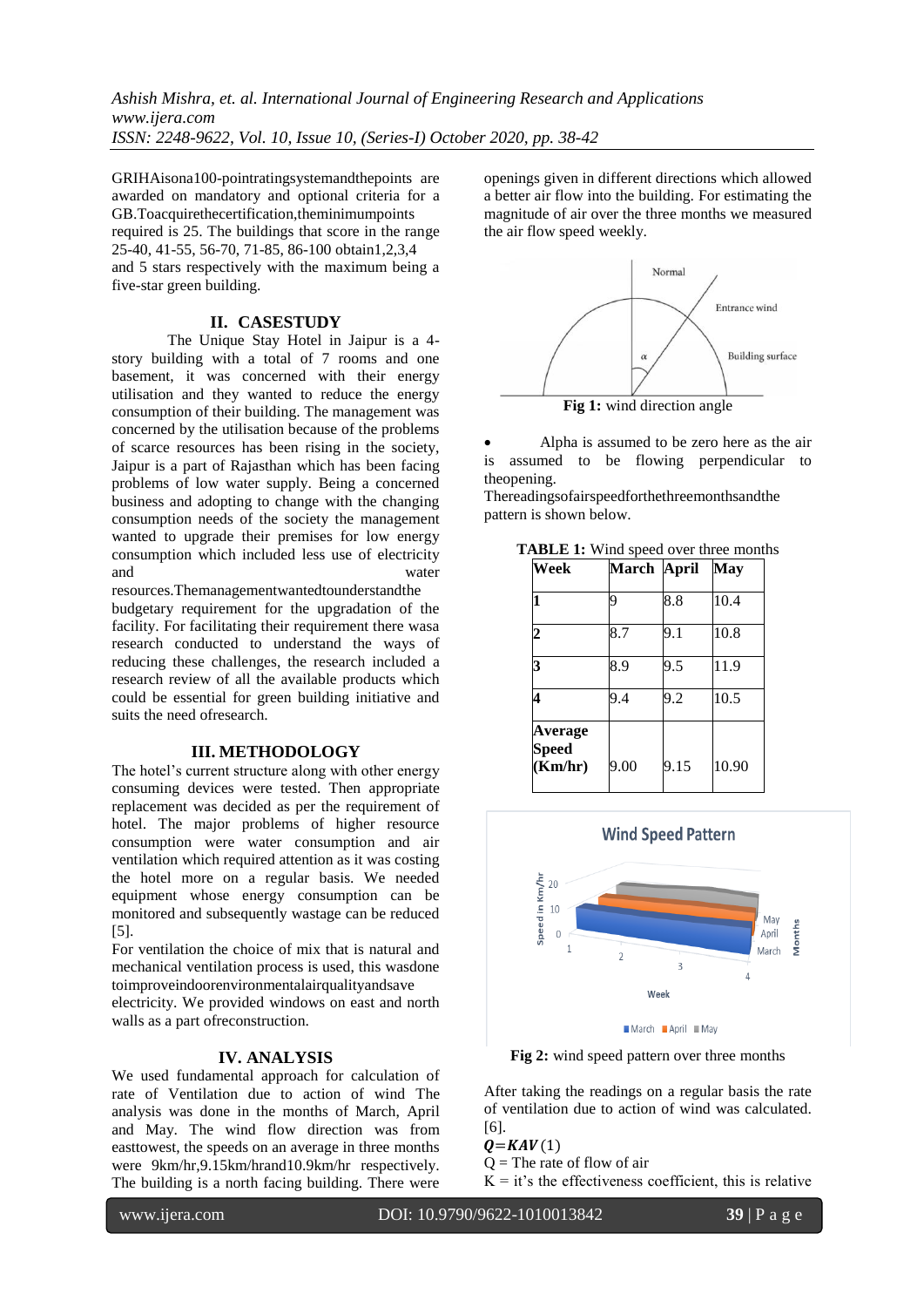GRIHAisona100-pointratingsystemandthepoints are awarded on mandatory and optional criteria for a GB.Toacquirethecertification,theminimumpoints required is 25. The buildings that score in the range 25-40, 41-55, 56-70, 71-85, 86-100 obtain1,2,3,4 and 5 stars respectively with the maximum being a five-star green building.

## II. CASESTUDY

The Unique Stay Hotel in Jaipur is a 4-story building with a total of 7 rooms and one basement, it was concerned with their energy utilisation and they wanted to reduce the energy consumption of their building. The management was concerned by the utilisation because of the problems of scarce resources has been rising in the society, Jaipur is a part of Rajasthan which has been facing problems of low water supply. Being a concerned business and adopting to change with the changing consumption needs of the society the management wanted to upgrade their premises for low energy consumption which included less use of electricity and water resources.Themanagementwantedtounderstandthe budgetary requirement for the upgradation of the facility. For facilitating their requirement there wasa research conducted to understand the ways of reducing these challenges, the research included a research review of all the available products which could be essential for green building initiative and suits the need ofresearch.

## III. METHODOLOGY

The hotel's current structure along with other energy consuming devices were tested. Then appropriate replacement was decided as per the requirement of hotel. The major problems of higher resource consumption were water consumption and air ventilation which required attention as it was costing the hotel more on a regular basis. We needed equipment whose energy consumption can be monitored and subsequently wastage can be reduced [5].

For ventilation the choice of mix that is natural and mechanical ventilation process is used, this wasdone toimproveindoorenvironmentalairqualityandsave electricity. We provided windows on east and north walls as a part ofreconstruction.

## IV. ANALYSIS

We used fundamental approach for calculation of rate of Ventilation due to action of wind The analysis was done in the months of March, April and May. The wind flow direction was from easttowest, the speeds on an average in three months were 9km/hr,9.15km/hrand10.9km/hr respectively. The building is a north facing building. There were openings given in different directions which allowed a better air flow into the building. For estimating the magnitude of air over the three months we measured the air flow speed weekly.

**Fig 1:** wind direction angle

- Alpha is assumed to be zero here as the air is assumed to be flowing perpendicular to theopening.

Thereadingsofairspeedforthethreemonthsandthe pattern is shown below.

**TABLE 1:** Wind speed over three months

| Week | March | April | May |
|---|---|---|---|
| 1 | 9 | 8.8 | 10.4 |
| 2 | 8.7 | 9.1 | 10.8 |
| 3 | 8.9 | 9.5 | 11.9 |
| 4 | 9.4 | 9.2 | 10.5 |
| Average Speed (Km/hr) | 9.00 | 9.15 | 10.90 |

**Fig 2:** wind speed pattern over three months

After taking the readings on a regular basis the rate of ventilation due to action of wind was calculated. [6].

$\boldsymbol{Q=KAV}$ (1)

Q = The rate of flow of air

K = it's the effectiveness coefficient, this is relative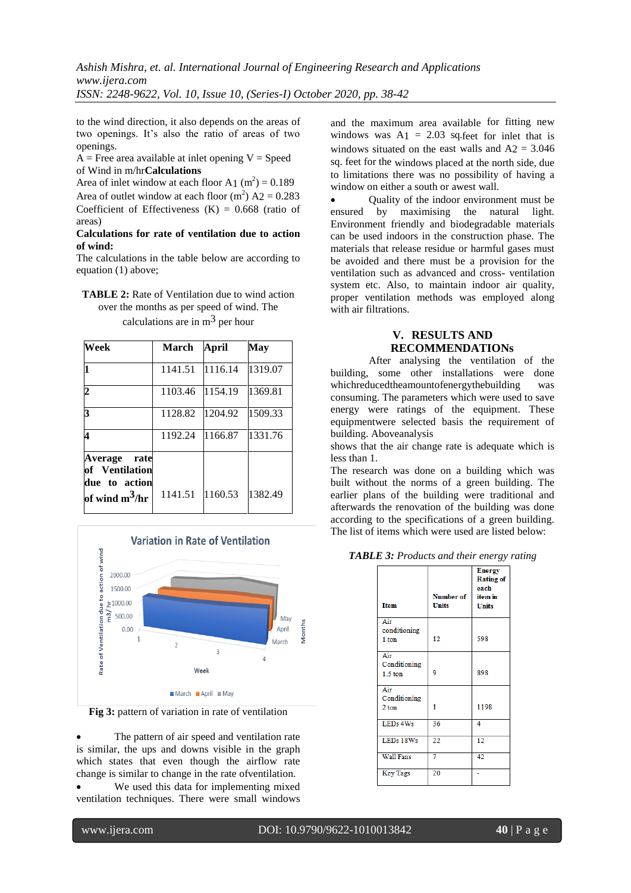to the wind direction, it also depends on the areas of two openings. It's also the ratio of areas of two openings.

A = Free area available at inlet opening V = Speed of Wind in m/hr**Calculations**

Area of inlet window at each floor $A_1$ ($m^2$) = 0.189

Area of outlet window at each floor ($m^2$) $A_2$ = 0.283

Coefficient of Effectiveness (K) = 0.668 (ratio of areas)

**Calculations for rate of ventilation due to action of wind:**

The calculations in the table below are according to equation (1) above;

**TABLE 2:** Rate of Ventilation due to wind action over the months as per speed of wind. The calculations are in $m^3$ per hour

| Week | March | April | May |
|---|---|---|---|
| 1 | 1141.51 | 1116.14 | 1319.07 |
| 2 | 1103.46 | 1154.19 | 1369.81 |
| 3 | 1128.82 | 1204.92 | 1509.33 |
| 4 | 1192.24 | 1166.87 | 1331.76 |
| **Average rate of Ventilation due to action of wind $m^3$/hr** | 1141.51 | 1160.53 | 1382.49 |

**Fig 3:** pattern of variation in rate of ventilation

- The pattern of air speed and ventilation rate is similar, the ups and downs visible in the graph which states that even though the airflow rate change is similar to change in the rate ofventilation.
- We used this data for implementing mixed ventilation techniques. There were small windows and the maximum area available for fitting new windows was $A_1$ = 2.03 sq.feet for inlet that is windows situated on the east walls and $A_2$ = 3.046 sq. feet for the windows placed at the north side, due to limitations there was no possibility of having a window on either a south or awest wall.
- Quality of the indoor environment must be ensured by maximising the natural light. Environment friendly and biodegradable materials can be used indoors in the construction phase. The materials that release residue or harmful gases must be avoided and there must be a provision for the ventilation such as advanced and cross- ventilation system etc. Also, to maintain indoor air quality, proper ventilation methods was employed along with air filtrations.

## V. RESULTS AND RECOMMENDATIONs

After analysing the ventilation of the building, some other installations were done whichreducedtheamountofenergythebuilding was consuming. The parameters which were used to save energy were ratings of the equipment. These equipmentwere selected basis the requirement of building. Aboveanalysis

shows that the air change rate is adequate which is less than 1.

The research was done on a building which was built without the norms of a green building. The earlier plans of the building were traditional and afterwards the renovation of the building was done according to the specifications of a green building. The list of items which were used are listed below:

***TABLE 3:*** *Products and their energy rating*

| Item | Number of Units | Energy Rating of each item in Units |
|---|---|---|
| Air conditioning 1 ton | 12 | 598 |
| Air Conditioning 1.5 ton | 9 | 898 |
| Air Conditioning 2 ton | 1 | 1198 |
| LEDs 4Ws | 36 | 4 |
| LEDs 18Ws | 22 | 12 |
| Wall Fans | 7 | 42 |
| Key Tags | 20 | - |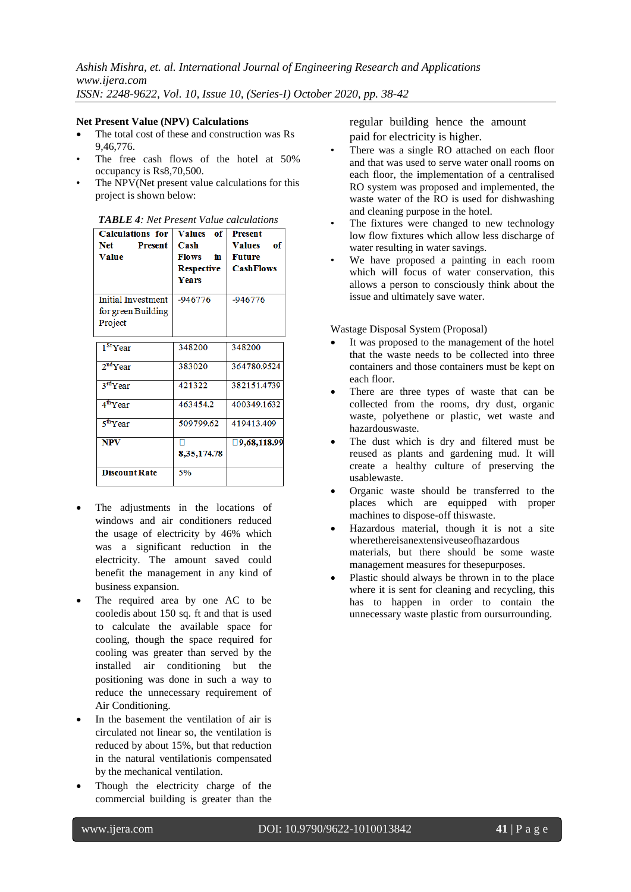**Net Present Value (NPV) Calculations**

- The total cost of these and construction was Rs 9,46,776.
- The free cash flows of the hotel at 50% occupancy is Rs8,70,500.
- The NPV(Net present value calculations for this project is shown below:

*TABLE 4: Net Present Value calculations*

| Calculations for Net Present Value | Values of Cash Flows in Respective Years | Present Values of Future CashFlows |
|---|---|---|
| Initial Investment for green Building Project | -946776 | -946776 |
| 1$^{St}$Year | 348200 | 348200 |
| 2$^{nd}$Year | 383020 | 364780.9524 |
| 3$^{rd}$Year | 421322 | 382151.4739 |
| 4$^{th}$Year | 463454.2 | 400349.1632 |
| 5$^{th}$Year | 509799.62 | 419413.409 |
| NPV | 8,35,174.78 | 9,68,118.99 |
| Discount Rate | 5% | |

- The adjustments in the locations of windows and air conditioners reduced the usage of electricity by 46% which was a significant reduction in the electricity. The amount saved could benefit the management in any kind of business expansion.
- The required area by one AC to be cooledis about 150 sq. ft and that is used to calculate the available space for cooling, though the space required for cooling was greater than served by the installed air conditioning but the positioning was done in such a way to reduce the unnecessary requirement of Air Conditioning.
- In the basement the ventilation of air is circulated not linear so, the ventilation is reduced by about 15%, but that reduction in the natural ventilationis compensated by the mechanical ventilation.
- Though the electricity charge of the commercial building is greater than the regular building hence the amount paid for electricity is higher.
- There was a single RO attached on each floor and that was used to serve water onall rooms on each floor, the implementation of a centralised RO system was proposed and implemented, the waste water of the RO is used for dishwashing and cleaning purpose in the hotel.
- The fixtures were changed to new technology low flow fixtures which allow less discharge of water resulting in water savings.
- We have proposed a painting in each room which will focus of water conservation, this allows a person to consciously think about the issue and ultimately save water.

Wastage Disposal System (Proposal)

- It was proposed to the management of the hotel that the waste needs to be collected into three containers and those containers must be kept on each floor.
- There are three types of waste that can be collected from the rooms, dry dust, organic waste, polyethene or plastic, wet waste and hazardouswaste.
- The dust which is dry and filtered must be reused as plants and gardening mud. It will create a healthy culture of preserving the usablewaste.
- Organic waste should be transferred to the places which are equipped with proper machines to dispose-off thiswaste.
- Hazardous material, though it is not a site wherethereisanextensiveuseofhazardous materials, but there should be some waste management measures for thesepurposes.
- Plastic should always be thrown in to the place where it is sent for cleaning and recycling, this has to happen in order to contain the unnecessary waste plastic from oursurrounding.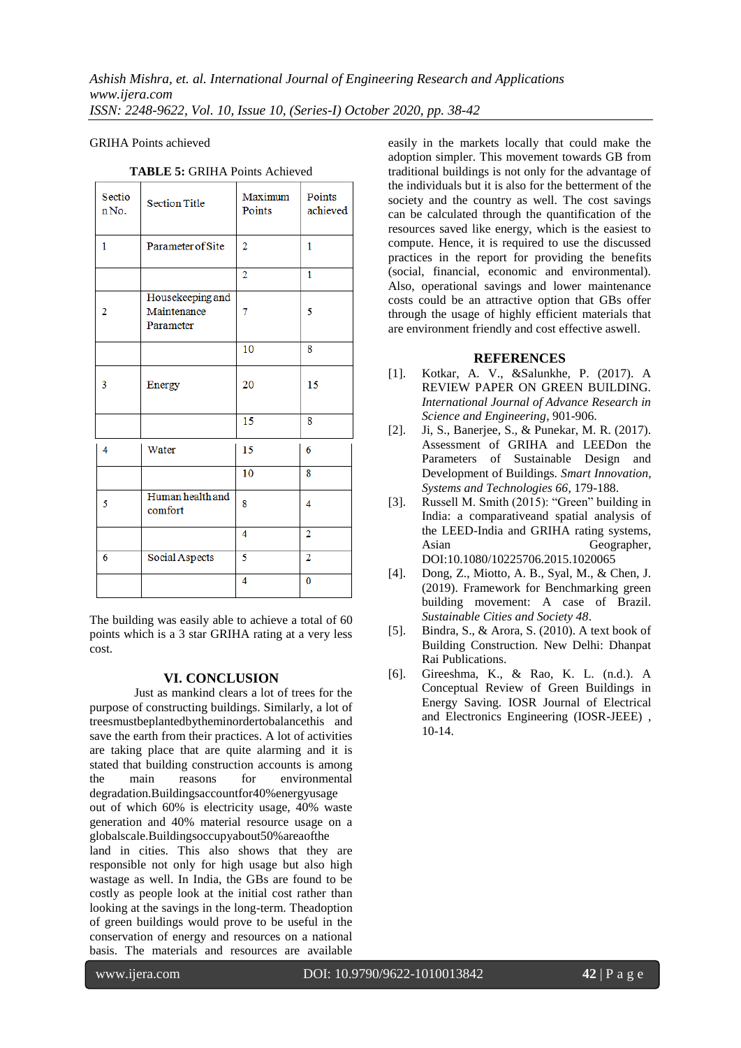GRIHA Points achieved

**TABLE 5:** GRIHA Points Achieved

| Section No. | Section Title | Maximum Points | Points achieved |
|---|---|---|---|
| 1 | Parameter of Site | 2 | 1 |
| | | 2 | 1 |
| 2 | Housekeeping and Maintenance Parameter | 7 | 5 |
| | | 10 | 8 |
| 3 | Energy | 20 | 15 |
| | | 15 | 8 |
| 4 | Water | 15 | 6 |
| | | 10 | 8 |
| 5 | Human health and comfort | 8 | 4 |
| | | 4 | 2 |
| 6 | Social Aspects | 5 | 2 |
| | | 4 | 0 |

The building was easily able to achieve a total of 60 points which is a 3 star GRIHA rating at a very less cost.

## VI. CONCLUSION

Just as mankind clears a lot of trees for the purpose of constructing buildings. Similarly, a lot of treesmustbeplantedbytheminordertobalancethis and save the earth from their practices. A lot of activities are taking place that are quite alarming and it is stated that building construction accounts is among the main reasons for environmental degradation.Buildingsaccountfor40%energyusage out of which 60% is electricity usage, 40% waste generation and 40% material resource usage on a globalscale.Buildingsoccupyabout50%areaofthe land in cities. This also shows that they are responsible not only for high usage but also high wastage as well. In India, the GBs are found to be costly as people look at the initial cost rather than looking at the savings in the long-term. Theadoption of green buildings would prove to be useful in the conservation of energy and resources on a national basis. The materials and resources are available easily in the markets locally that could make the adoption simpler. This movement towards GB from traditional buildings is not only for the advantage of the individuals but it is also for the betterment of the society and the country as well. The cost savings can be calculated through the quantification of the resources saved like energy, which is the easiest to compute. Hence, it is required to use the discussed practices in the report for providing the benefits (social, financial, economic and environmental). Also, operational savings and lower maintenance costs could be an attractive option that GBs offer through the usage of highly efficient materials that are environment friendly and cost effective aswell.

## REFERENCES

[1]. Kotkar, A. V., &Salunkhe, P. (2017). A REVIEW PAPER ON GREEN BUILDING. *International Journal of Advance Research in Science and Engineering*, 901-906.

[2]. Ji, S., Banerjee, S., & Punekar, M. R. (2017). Assessment of GRIHA and LEEDon the Parameters of Sustainable Design and Development of Buildings. *Smart Innovation, Systems and Technologies 66*, 179-188.

[3]. Russell M. Smith (2015): “Green” building in India: a comparativeand spatial analysis of the LEED-India and GRIHA rating systems, Asian Geographer, DOI:10.1080/10225706.2015.1020065

[4]. Dong, Z., Miotto, A. B., Syal, M., & Chen, J. (2019). Framework for Benchmarking green building movement: A case of Brazil. *Sustainable Cities and Society 48*.

[5]. Bindra, S., & Arora, S. (2010). A text book of Building Construction. New Delhi: Dhanpat Rai Publications.

[6]. Gireeshma, K., & Rao, K. L. (n.d.). A Conceptual Review of Green Buildings in Energy Saving. IOSR Journal of Electrical and Electronics Engineering (IOSR-JEEE) , 10-14.